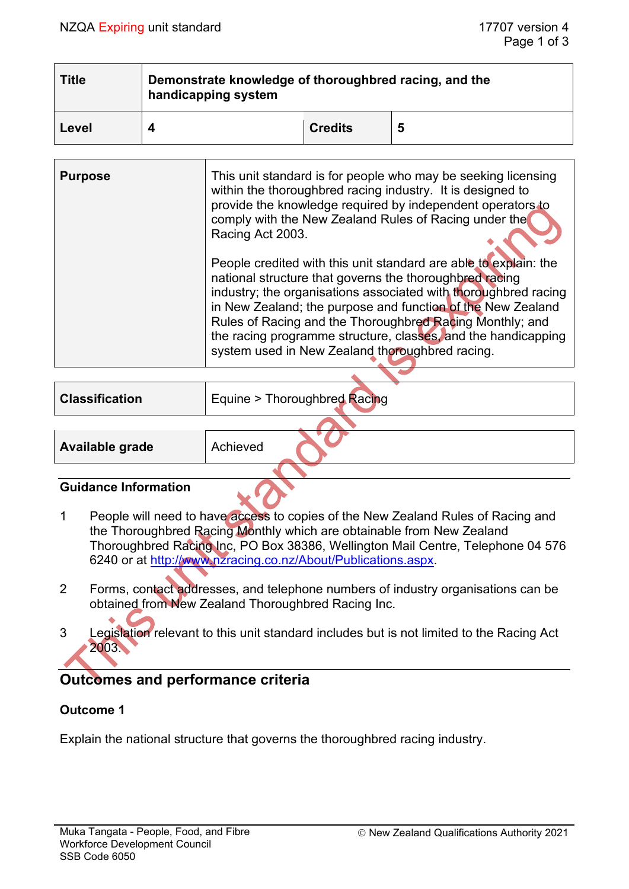| Title | Demonstrate knowledge of thoroughbred racing, and the handicapping system | | |
|---|---|---|---|
| Level | 4 | Credits | 5 |

| Purpose | This unit standard is for people who may be seeking licensing within the thoroughbred racing industry. It is designed to provide the knowledge required by independent operators to comply with the New Zealand Rules of Racing under the Racing Act 2003.<br><br>People credited with this unit standard are able to explain: the national structure that governs the thoroughbred racing industry; the organisations associated with thoroughbred racing in New Zealand; the purpose and function of the New Zealand Rules of Racing and the Thoroughbred Racing Monthly; and the racing programme structure, classes, and the handicapping system used in New Zealand thoroughbred racing. |
|---|---|

| Classification | Equine > Thoroughbred Racing |
|---|---|

| Available grade | Achieved |
|---|---|

### Guidance Information

1 People will need to have access to copies of the New Zealand Rules of Racing and the Thoroughbred Racing Monthly which are obtainable from New Zealand Thoroughbred Racing Inc, PO Box 38386, Wellington Mail Centre, Telephone 04 576 6240 or at http://www.nzracing.co.nz/About/Publications.aspx.

2 Forms, contact addresses, and telephone numbers of industry organisations can be obtained from New Zealand Thoroughbred Racing Inc.

3 Legislation relevant to this unit standard includes but is not limited to the Racing Act 2003.

## Outcomes and performance criteria

### Outcome 1

Explain the national structure that governs the thoroughbred racing industry.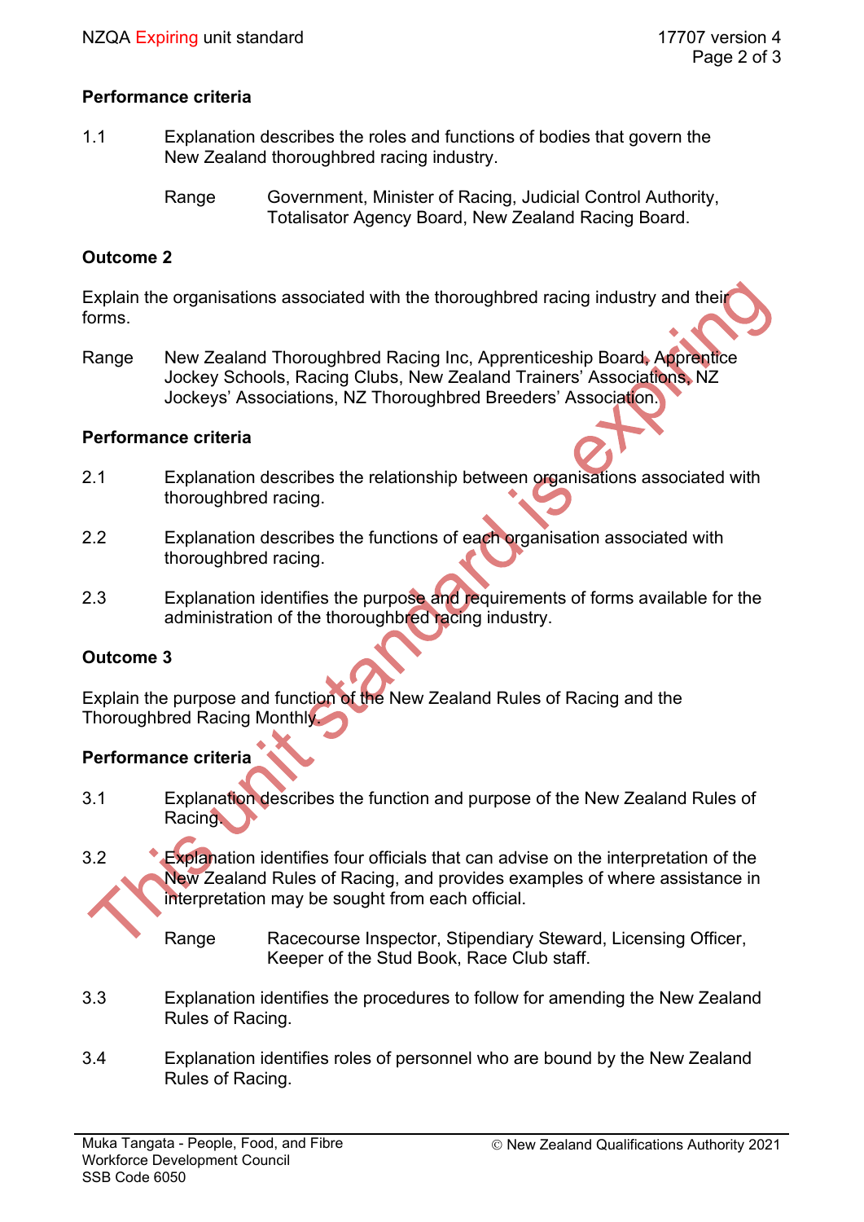**Performance criteria**

1.1 Explanation describes the roles and functions of bodies that govern the New Zealand thoroughbred racing industry.

Range Government, Minister of Racing, Judicial Control Authority, Totalisator Agency Board, New Zealand Racing Board.

**Outcome 2**

Explain the organisations associated with the thoroughbred racing industry and their forms.

Range New Zealand Thoroughbred Racing Inc, Apprenticeship Board, Apprentice Jockey Schools, Racing Clubs, New Zealand Trainers' Associations, NZ Jockeys' Associations, NZ Thoroughbred Breeders' Association.

**Performance criteria**

2.1 Explanation describes the relationship between organisations associated with thoroughbred racing.

2.2 Explanation describes the functions of each organisation associated with thoroughbred racing.

2.3 Explanation identifies the purpose and requirements of forms available for the administration of the thoroughbred racing industry.

**Outcome 3**

Explain the purpose and function of the New Zealand Rules of Racing and the Thoroughbred Racing Monthly.

**Performance criteria**

3.1 Explanation describes the function and purpose of the New Zealand Rules of Racing.

3.2 Explanation identifies four officials that can advise on the interpretation of the New Zealand Rules of Racing, and provides examples of where assistance in interpretation may be sought from each official.

Range Racecourse Inspector, Stipendiary Steward, Licensing Officer, Keeper of the Stud Book, Race Club staff.

3.3 Explanation identifies the procedures to follow for amending the New Zealand Rules of Racing.

3.4 Explanation identifies roles of personnel who are bound by the New Zealand Rules of Racing.

This unit standard is expiring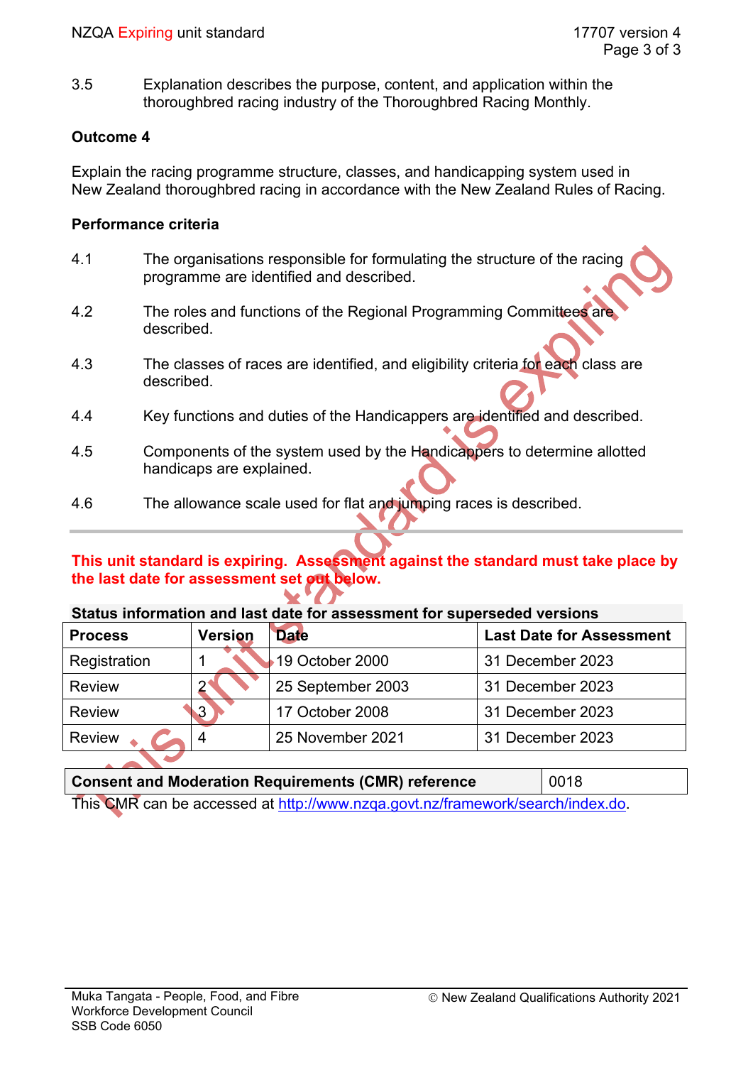3.5 Explanation describes the purpose, content, and application within the thoroughbred racing industry of the Thoroughbred Racing Monthly.

**Outcome 4**

Explain the racing programme structure, classes, and handicapping system used in New Zealand thoroughbred racing in accordance with the New Zealand Rules of Racing.

**Performance criteria**

4.1 The organisations responsible for formulating the structure of the racing programme are identified and described.

4.2 The roles and functions of the Regional Programming Committees are described.

4.3 The classes of races are identified, and eligibility criteria for each class are described.

4.4 Key functions and duties of the Handicappers are identified and described.

4.5 Components of the system used by the Handicappers to determine allotted handicaps are explained.

4.6 The allowance scale used for flat and jumping races is described.

---

**This unit standard is expiring. Assessment against the standard must take place by the last date for assessment set out below.**

**Status information and last date for assessment for superseded versions**

| Process | Version | Date | Last Date for Assessment |
|---|---|---|---|
| Registration | 1 | 19 October 2000 | 31 December 2023 |
| Review | 2 | 25 September 2003 | 31 December 2023 |
| Review | 3 | 17 October 2008 | 31 December 2023 |
| Review | 4 | 25 November 2021 | 31 December 2023 |

| | |
|---|---|
| **Consent and Moderation Requirements (CMR) reference** | 0018 |

This CMR can be accessed at http://www.nzqa.govt.nz/framework/search/index.do.